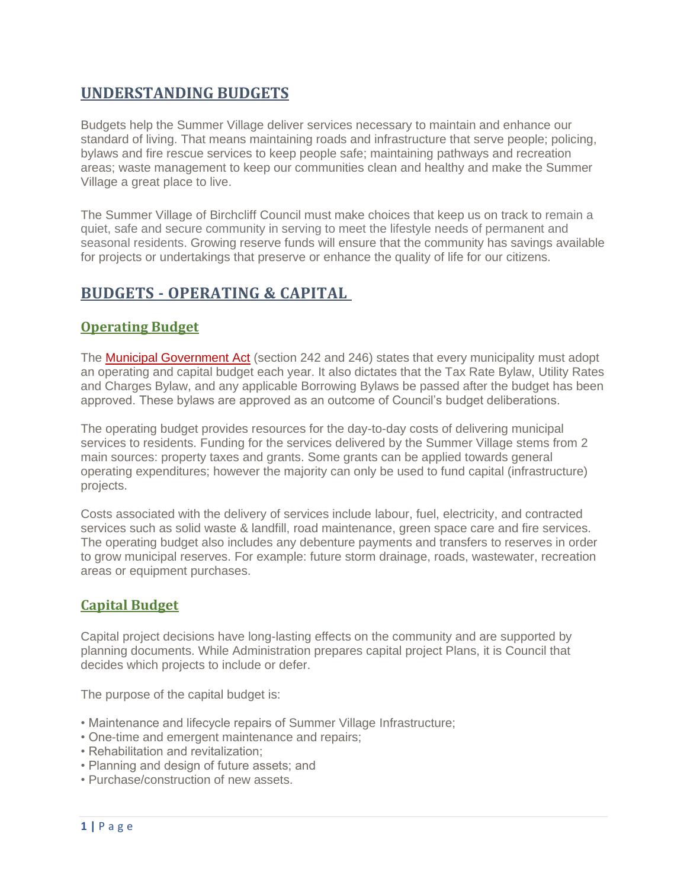# UNDERSTANDING BUDGETS

Budgets help the Summer Village deliver services necessary to maintain and enhance our standard of living. That means maintaining roads and infrastructure that serve people; policing, bylaws and fire rescue services to keep people safe; maintaining pathways and recreation areas; waste management to keep our communities clean and healthy and make the Summer Village a great place to live.

The Summer Village of Birchcliff Council must make choices that keep us on track to remain a quiet, safe and secure community in serving to meet the lifestyle needs of permanent and seasonal residents. Growing reserve funds will ensure that the community has savings available for projects or undertakings that preserve or enhance the quality of life for our citizens.

# BUDGETS - OPERATING & CAPITAL

## Operating Budget

The Municipal Government Act (section 242 and 246) states that every municipality must adopt an operating and capital budget each year. It also dictates that the Tax Rate Bylaw, Utility Rates and Charges Bylaw, and any applicable Borrowing Bylaws be passed after the budget has been approved. These bylaws are approved as an outcome of Council's budget deliberations.

The operating budget provides resources for the day-to-day costs of delivering municipal services to residents. Funding for the services delivered by the Summer Village stems from 2 main sources: property taxes and grants. Some grants can be applied towards general operating expenditures; however the majority can only be used to fund capital (infrastructure) projects.

Costs associated with the delivery of services include labour, fuel, electricity, and contracted services such as solid waste & landfill, road maintenance, green space care and fire services. The operating budget also includes any debenture payments and transfers to reserves in order to grow municipal reserves. For example: future storm drainage, roads, wastewater, recreation areas or equipment purchases.

## Capital Budget

Capital project decisions have long-lasting effects on the community and are supported by planning documents. While Administration prepares capital project Plans, it is Council that decides which projects to include or defer.

The purpose of the capital budget is:

- Maintenance and lifecycle repairs of Summer Village Infrastructure;
- One-time and emergent maintenance and repairs;
- Rehabilitation and revitalization;
- Planning and design of future assets; and
- Purchase/construction of new assets.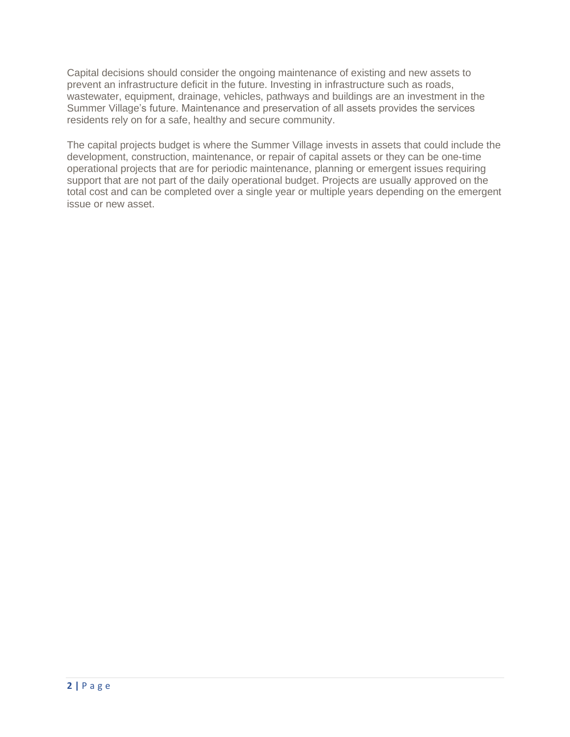Capital decisions should consider the ongoing maintenance of existing and new assets to prevent an infrastructure deficit in the future. Investing in infrastructure such as roads, wastewater, equipment, drainage, vehicles, pathways and buildings are an investment in the Summer Village's future. Maintenance and preservation of all assets provides the services residents rely on for a safe, healthy and secure community.

The capital projects budget is where the Summer Village invests in assets that could include the development, construction, maintenance, or repair of capital assets or they can be one-time operational projects that are for periodic maintenance, planning or emergent issues requiring support that are not part of the daily operational budget. Projects are usually approved on the total cost and can be completed over a single year or multiple years depending on the emergent issue or new asset.